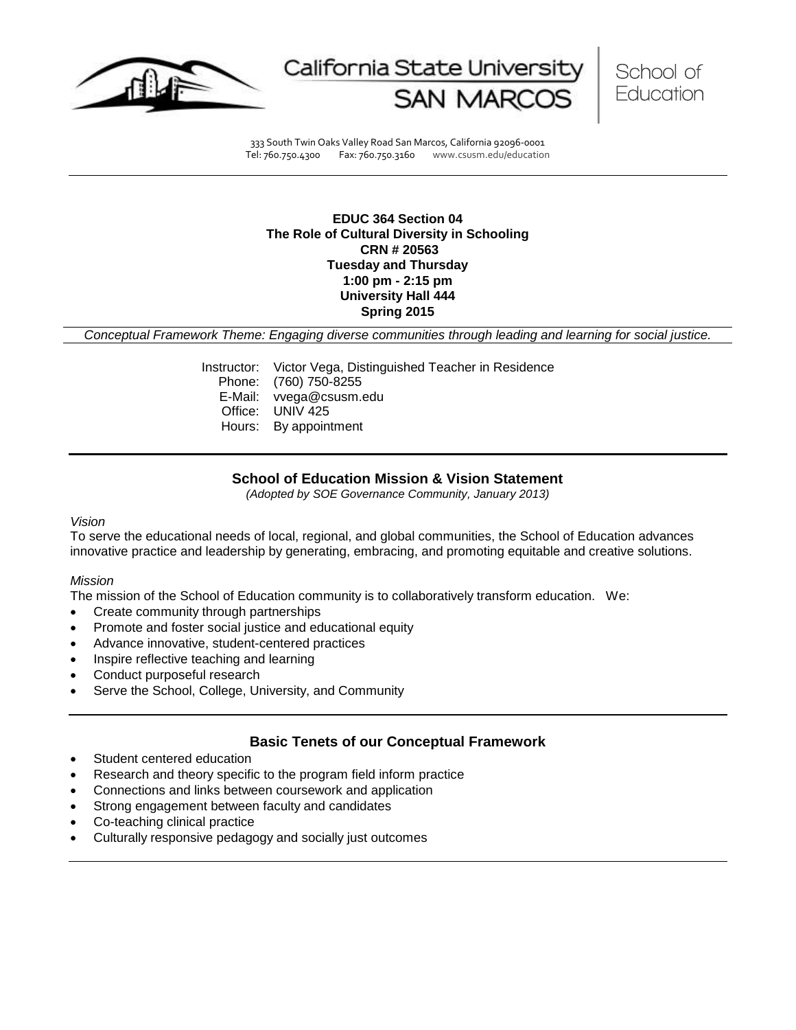California State University SAN MARCOS | School of Education

333 South Twin Oaks Valley Road San Marcos, California 92096-0001
Tel: 760.750.4300 Fax: 760.750.3160 www.csusm.edu/education

**EDUC 364 Section 04**
**The Role of Cultural Diversity in Schooling**
**CRN # 20563**
**Tuesday and Thursday**
**1:00 pm - 2:15 pm**
**University Hall 444**
**Spring 2015**

*Conceptual Framework Theme: Engaging diverse communities through leading and learning for social justice.*

Instructor: Victor Vega, Distinguished Teacher in Residence
Phone: (760) 750-8255
E-Mail: vvega@csusm.edu
Office: UNIV 425
Hours: By appointment

## School of Education Mission & Vision Statement

*(Adopted by SOE Governance Community, January 2013)*

*Vision*

To serve the educational needs of local, regional, and global communities, the School of Education advances innovative practice and leadership by generating, embracing, and promoting equitable and creative solutions.

*Mission*

The mission of the School of Education community is to collaboratively transform education. We:

- Create community through partnerships
- Promote and foster social justice and educational equity
- Advance innovative, student-centered practices
- Inspire reflective teaching and learning
- Conduct purposeful research
- Serve the School, College, University, and Community

## Basic Tenets of our Conceptual Framework

- Student centered education
- Research and theory specific to the program field inform practice
- Connections and links between coursework and application
- Strong engagement between faculty and candidates
- Co-teaching clinical practice
- Culturally responsive pedagogy and socially just outcomes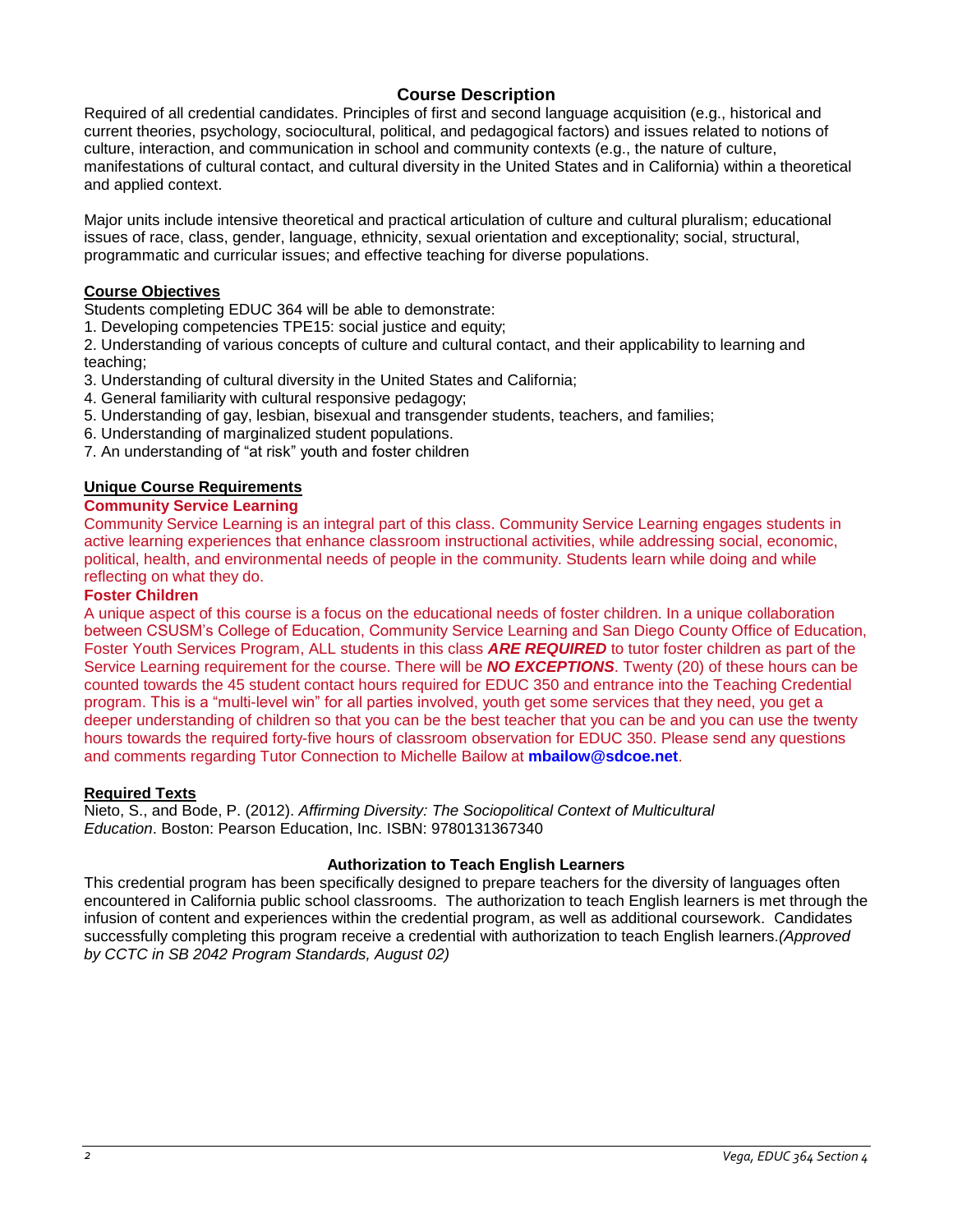## Course Description

Required of all credential candidates. Principles of first and second language acquisition (e.g., historical and current theories, psychology, sociocultural, political, and pedagogical factors) and issues related to notions of culture, interaction, and communication in school and community contexts (e.g., the nature of culture, manifestations of cultural contact, and cultural diversity in the United States and in California) within a theoretical and applied context.

Major units include intensive theoretical and practical articulation of culture and cultural pluralism; educational issues of race, class, gender, language, ethnicity, sexual orientation and exceptionality; social, structural, programmatic and curricular issues; and effective teaching for diverse populations.

### Course Objectives

Students completing EDUC 364 will be able to demonstrate:
1. Developing competencies TPE15: social justice and equity;
2. Understanding of various concepts of culture and cultural contact, and their applicability to learning and teaching;
3. Understanding of cultural diversity in the United States and California;
4. General familiarity with cultural responsive pedagogy;
5. Understanding of gay, lesbian, bisexual and transgender students, teachers, and families;
6. Understanding of marginalized student populations.
7. An understanding of "at risk" youth and foster children

### Unique Course Requirements

**Community Service Learning**

Community Service Learning is an integral part of this class. Community Service Learning engages students in active learning experiences that enhance classroom instructional activities, while addressing social, economic, political, health, and environmental needs of people in the community. Students learn while doing and while reflecting on what they do.

**Foster Children**

A unique aspect of this course is a focus on the educational needs of foster children. In a unique collaboration between CSUSM's College of Education, Community Service Learning and San Diego County Office of Education, Foster Youth Services Program, ALL students in this class ***ARE REQUIRED*** to tutor foster children as part of the Service Learning requirement for the course. There will be ***NO EXCEPTIONS***. Twenty (20) of these hours can be counted towards the 45 student contact hours required for EDUC 350 and entrance into the Teaching Credential program. This is a "multi-level win" for all parties involved, youth get some services that they need, you get a deeper understanding of children so that you can be the best teacher that you can be and you can use the twenty hours towards the required forty-five hours of classroom observation for EDUC 350. Please send any questions and comments regarding Tutor Connection to Michelle Bailow at **mbailow@sdcoe.net**.

### Required Texts

Nieto, S., and Bode, P. (2012). *Affirming Diversity: The Sociopolitical Context of Multicultural Education*. Boston: Pearson Education, Inc. ISBN: 9780131367340

### Authorization to Teach English Learners

This credential program has been specifically designed to prepare teachers for the diversity of languages often encountered in California public school classrooms. The authorization to teach English learners is met through the infusion of content and experiences within the credential program, as well as additional coursework. Candidates successfully completing this program receive a credential with authorization to teach English learners.*(Approved by CCTC in SB 2042 Program Standards, August 02)*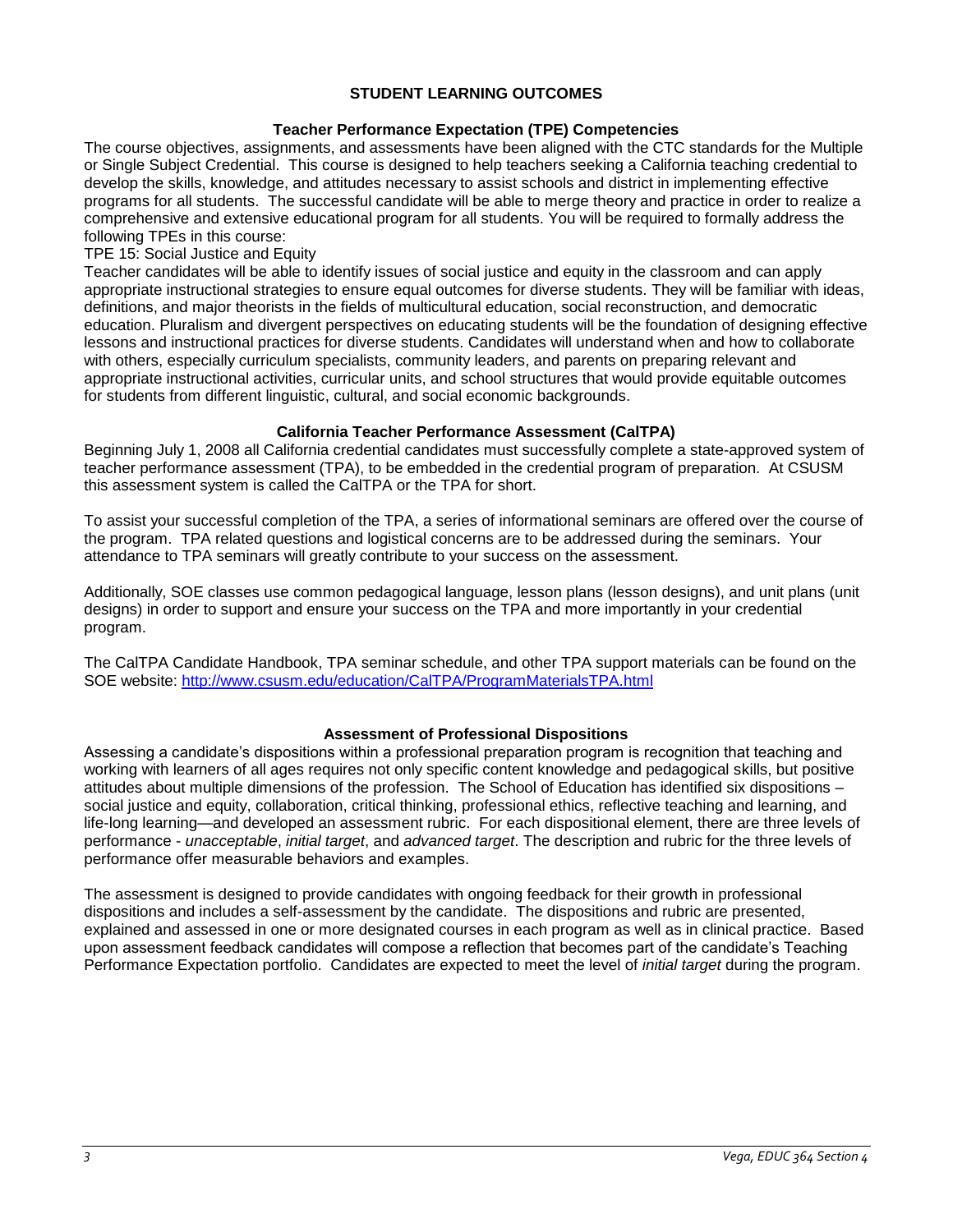## STUDENT LEARNING OUTCOMES

### Teacher Performance Expectation (TPE) Competencies

The course objectives, assignments, and assessments have been aligned with the CTC standards for the Multiple or Single Subject Credential. This course is designed to help teachers seeking a California teaching credential to develop the skills, knowledge, and attitudes necessary to assist schools and district in implementing effective programs for all students. The successful candidate will be able to merge theory and practice in order to realize a comprehensive and extensive educational program for all students. You will be required to formally address the following TPEs in this course:

TPE 15: Social Justice and Equity

Teacher candidates will be able to identify issues of social justice and equity in the classroom and can apply appropriate instructional strategies to ensure equal outcomes for diverse students. They will be familiar with ideas, definitions, and major theorists in the fields of multicultural education, social reconstruction, and democratic education. Pluralism and divergent perspectives on educating students will be the foundation of designing effective lessons and instructional practices for diverse students. Candidates will understand when and how to collaborate with others, especially curriculum specialists, community leaders, and parents on preparing relevant and appropriate instructional activities, curricular units, and school structures that would provide equitable outcomes for students from different linguistic, cultural, and social economic backgrounds.

### California Teacher Performance Assessment (CalTPA)

Beginning July 1, 2008 all California credential candidates must successfully complete a state-approved system of teacher performance assessment (TPA), to be embedded in the credential program of preparation. At CSUSM this assessment system is called the CalTPA or the TPA for short.

To assist your successful completion of the TPA, a series of informational seminars are offered over the course of the program. TPA related questions and logistical concerns are to be addressed during the seminars. Your attendance to TPA seminars will greatly contribute to your success on the assessment.

Additionally, SOE classes use common pedagogical language, lesson plans (lesson designs), and unit plans (unit designs) in order to support and ensure your success on the TPA and more importantly in your credential program.

The CalTPA Candidate Handbook, TPA seminar schedule, and other TPA support materials can be found on the SOE website: http://www.csusm.edu/education/CalTPA/ProgramMaterialsTPA.html

### Assessment of Professional Dispositions

Assessing a candidate's dispositions within a professional preparation program is recognition that teaching and working with learners of all ages requires not only specific content knowledge and pedagogical skills, but positive attitudes about multiple dimensions of the profession. The School of Education has identified six dispositions – social justice and equity, collaboration, critical thinking, professional ethics, reflective teaching and learning, and life-long learning—and developed an assessment rubric. For each dispositional element, there are three levels of performance - *unacceptable*, *initial target*, and *advanced target*. The description and rubric for the three levels of performance offer measurable behaviors and examples.

The assessment is designed to provide candidates with ongoing feedback for their growth in professional dispositions and includes a self-assessment by the candidate. The dispositions and rubric are presented, explained and assessed in one or more designated courses in each program as well as in clinical practice. Based upon assessment feedback candidates will compose a reflection that becomes part of the candidate's Teaching Performance Expectation portfolio. Candidates are expected to meet the level of *initial target* during the program.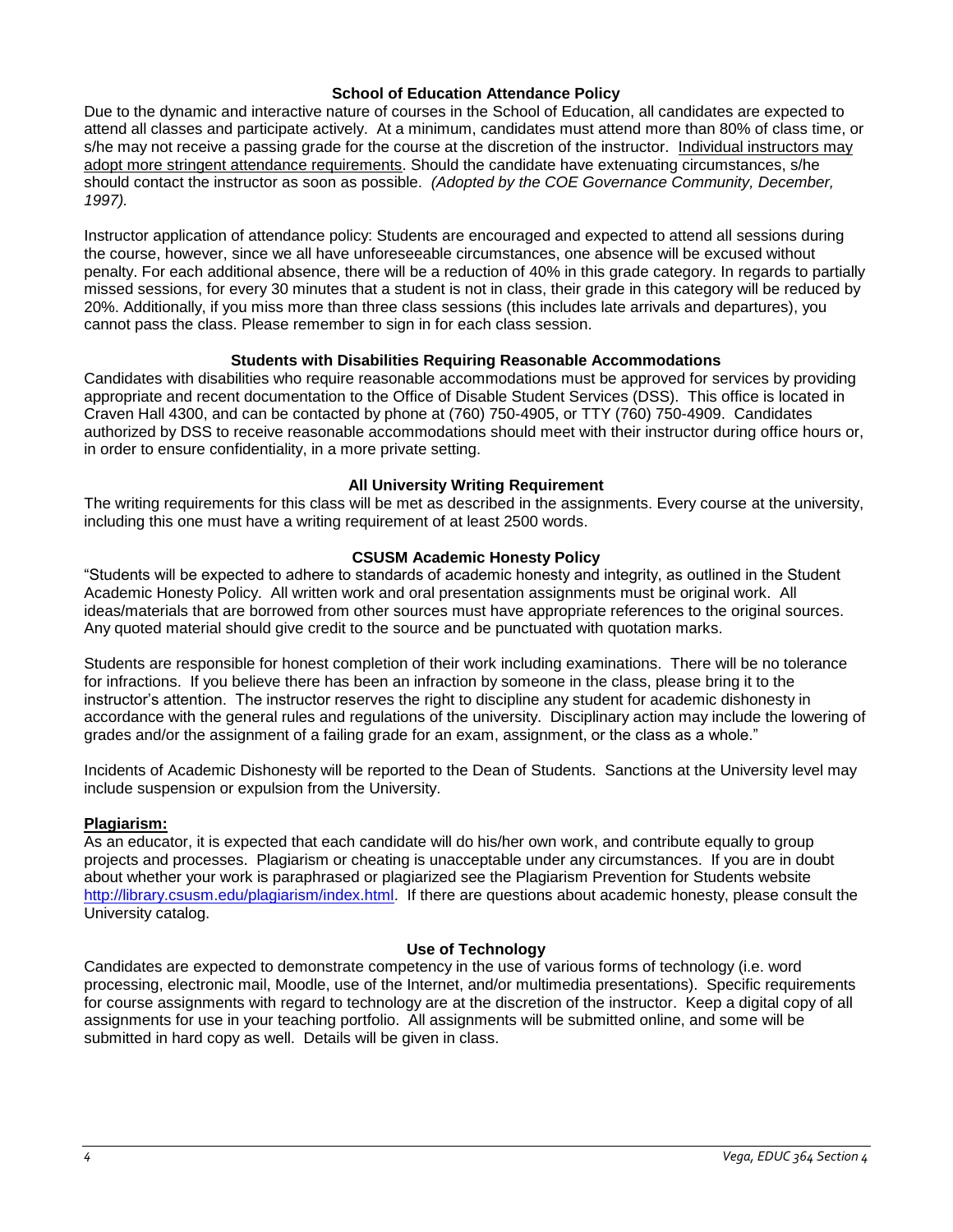### School of Education Attendance Policy

Due to the dynamic and interactive nature of courses in the School of Education, all candidates are expected to attend all classes and participate actively. At a minimum, candidates must attend more than 80% of class time, or s/he may not receive a passing grade for the course at the discretion of the instructor. Individual instructors may adopt more stringent attendance requirements. Should the candidate have extenuating circumstances, s/he should contact the instructor as soon as possible. *(Adopted by the COE Governance Community, December, 1997).*

Instructor application of attendance policy: Students are encouraged and expected to attend all sessions during the course, however, since we all have unforeseeable circumstances, one absence will be excused without penalty. For each additional absence, there will be a reduction of 40% in this grade category. In regards to partially missed sessions, for every 30 minutes that a student is not in class, their grade in this category will be reduced by 20%. Additionally, if you miss more than three class sessions (this includes late arrivals and departures), you cannot pass the class. Please remember to sign in for each class session.

### Students with Disabilities Requiring Reasonable Accommodations

Candidates with disabilities who require reasonable accommodations must be approved for services by providing appropriate and recent documentation to the Office of Disable Student Services (DSS). This office is located in Craven Hall 4300, and can be contacted by phone at (760) 750-4905, or TTY (760) 750-4909. Candidates authorized by DSS to receive reasonable accommodations should meet with their instructor during office hours or, in order to ensure confidentiality, in a more private setting.

### All University Writing Requirement

The writing requirements for this class will be met as described in the assignments. Every course at the university, including this one must have a writing requirement of at least 2500 words.

### CSUSM Academic Honesty Policy

"Students will be expected to adhere to standards of academic honesty and integrity, as outlined in the Student Academic Honesty Policy. All written work and oral presentation assignments must be original work. All ideas/materials that are borrowed from other sources must have appropriate references to the original sources. Any quoted material should give credit to the source and be punctuated with quotation marks.

Students are responsible for honest completion of their work including examinations. There will be no tolerance for infractions. If you believe there has been an infraction by someone in the class, please bring it to the instructor's attention. The instructor reserves the right to discipline any student for academic dishonesty in accordance with the general rules and regulations of the university. Disciplinary action may include the lowering of grades and/or the assignment of a failing grade for an exam, assignment, or the class as a whole."

Incidents of Academic Dishonesty will be reported to the Dean of Students. Sanctions at the University level may include suspension or expulsion from the University.

**Plagiarism:**

As an educator, it is expected that each candidate will do his/her own work, and contribute equally to group projects and processes. Plagiarism or cheating is unacceptable under any circumstances. If you are in doubt about whether your work is paraphrased or plagiarized see the Plagiarism Prevention for Students website http://library.csusm.edu/plagiarism/index.html. If there are questions about academic honesty, please consult the University catalog.

### Use of Technology

Candidates are expected to demonstrate competency in the use of various forms of technology (i.e. word processing, electronic mail, Moodle, use of the Internet, and/or multimedia presentations). Specific requirements for course assignments with regard to technology are at the discretion of the instructor. Keep a digital copy of all assignments for use in your teaching portfolio. All assignments will be submitted online, and some will be submitted in hard copy as well. Details will be given in class.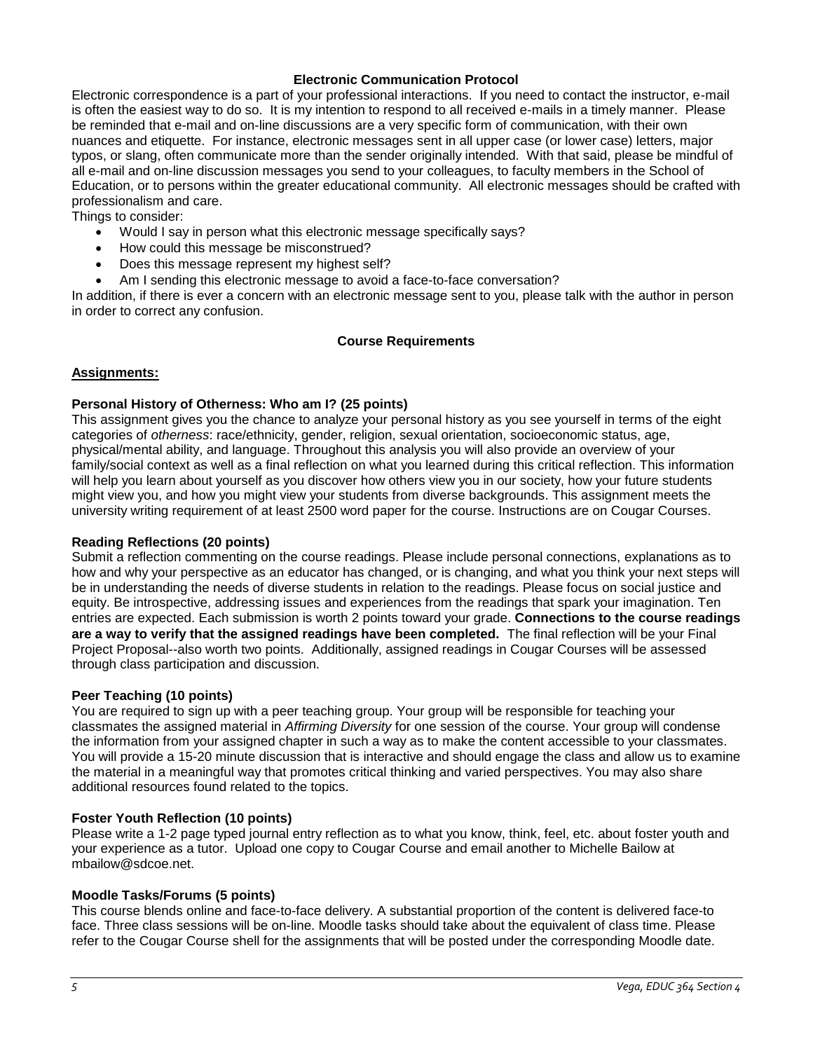### Electronic Communication Protocol

Electronic correspondence is a part of your professional interactions. If you need to contact the instructor, e-mail is often the easiest way to do so. It is my intention to respond to all received e-mails in a timely manner. Please be reminded that e-mail and on-line discussions are a very specific form of communication, with their own nuances and etiquette. For instance, electronic messages sent in all upper case (or lower case) letters, major typos, or slang, often communicate more than the sender originally intended. With that said, please be mindful of all e-mail and on-line discussion messages you send to your colleagues, to faculty members in the School of Education, or to persons within the greater educational community. All electronic messages should be crafted with professionalism and care.

Things to consider:

- Would I say in person what this electronic message specifically says?
- How could this message be misconstrued?
- Does this message represent my highest self?
- Am I sending this electronic message to avoid a face-to-face conversation?

In addition, if there is ever a concern with an electronic message sent to you, please talk with the author in person in order to correct any confusion.

### Course Requirements

**Assignments:**

**Personal History of Otherness: Who am I? (25 points)**

This assignment gives you the chance to analyze your personal history as you see yourself in terms of the eight categories of *otherness*: race/ethnicity, gender, religion, sexual orientation, socioeconomic status, age, physical/mental ability, and language. Throughout this analysis you will also provide an overview of your family/social context as well as a final reflection on what you learned during this critical reflection. This information will help you learn about yourself as you discover how others view you in our society, how your future students might view you, and how you might view your students from diverse backgrounds. This assignment meets the university writing requirement of at least 2500 word paper for the course. Instructions are on Cougar Courses.

**Reading Reflections (20 points)**

Submit a reflection commenting on the course readings. Please include personal connections, explanations as to how and why your perspective as an educator has changed, or is changing, and what you think your next steps will be in understanding the needs of diverse students in relation to the readings. Please focus on social justice and equity. Be introspective, addressing issues and experiences from the readings that spark your imagination. Ten entries are expected. Each submission is worth 2 points toward your grade. **Connections to the course readings are a way to verify that the assigned readings have been completed.** The final reflection will be your Final Project Proposal--also worth two points. Additionally, assigned readings in Cougar Courses will be assessed through class participation and discussion.

**Peer Teaching (10 points)**

You are required to sign up with a peer teaching group. Your group will be responsible for teaching your classmates the assigned material in *Affirming Diversity* for one session of the course. Your group will condense the information from your assigned chapter in such a way as to make the content accessible to your classmates. You will provide a 15-20 minute discussion that is interactive and should engage the class and allow us to examine the material in a meaningful way that promotes critical thinking and varied perspectives. You may also share additional resources found related to the topics.

**Foster Youth Reflection (10 points)**

Please write a 1-2 page typed journal entry reflection as to what you know, think, feel, etc. about foster youth and your experience as a tutor. Upload one copy to Cougar Course and email another to Michelle Bailow at mbailow@sdcoe.net.

**Moodle Tasks/Forums (5 points)**

This course blends online and face-to-face delivery. A substantial proportion of the content is delivered face-to face. Three class sessions will be on-line. Moodle tasks should take about the equivalent of class time. Please refer to the Cougar Course shell for the assignments that will be posted under the corresponding Moodle date.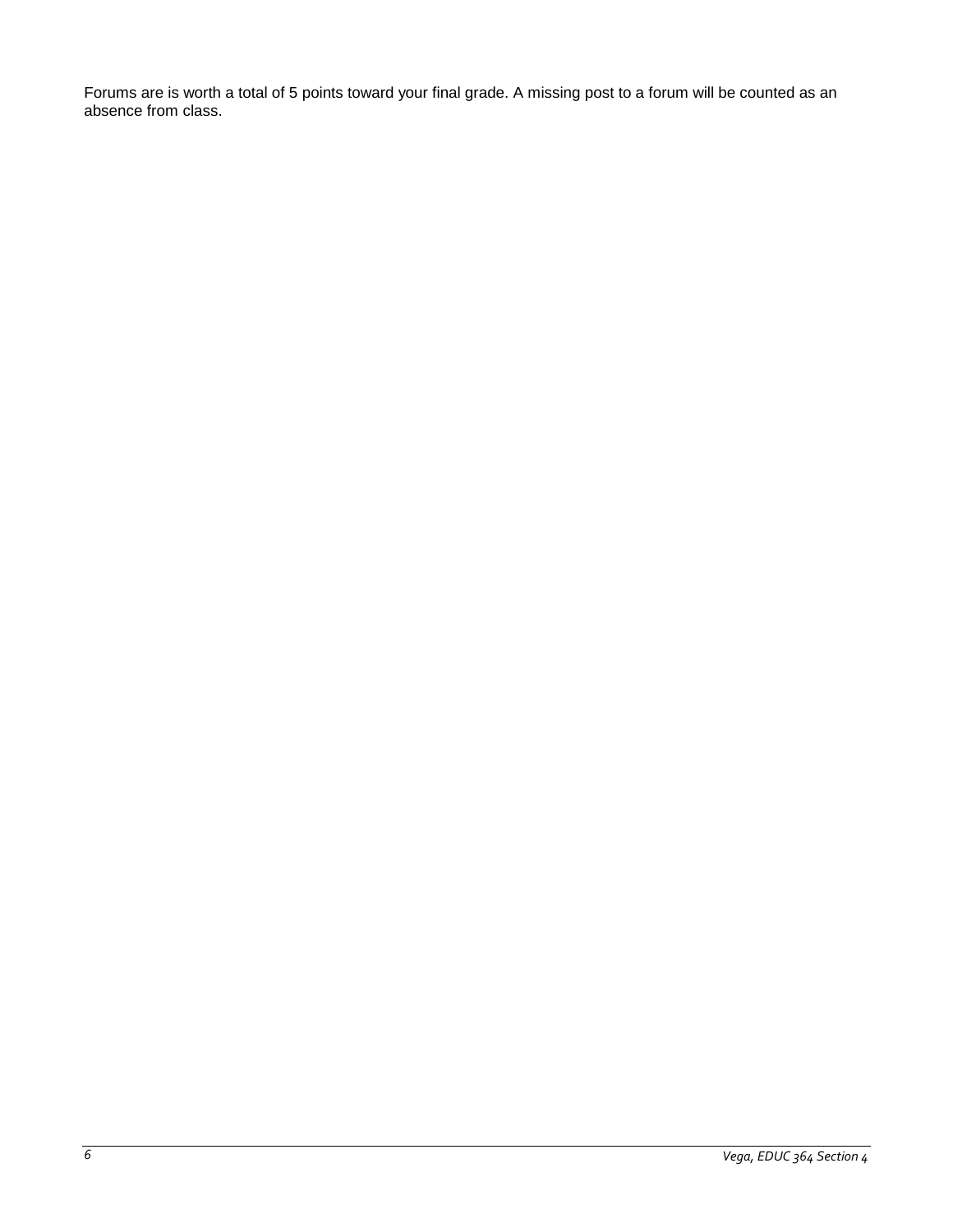Forums are is worth a total of 5 points toward your final grade. A missing post to a forum will be counted as an absence from class.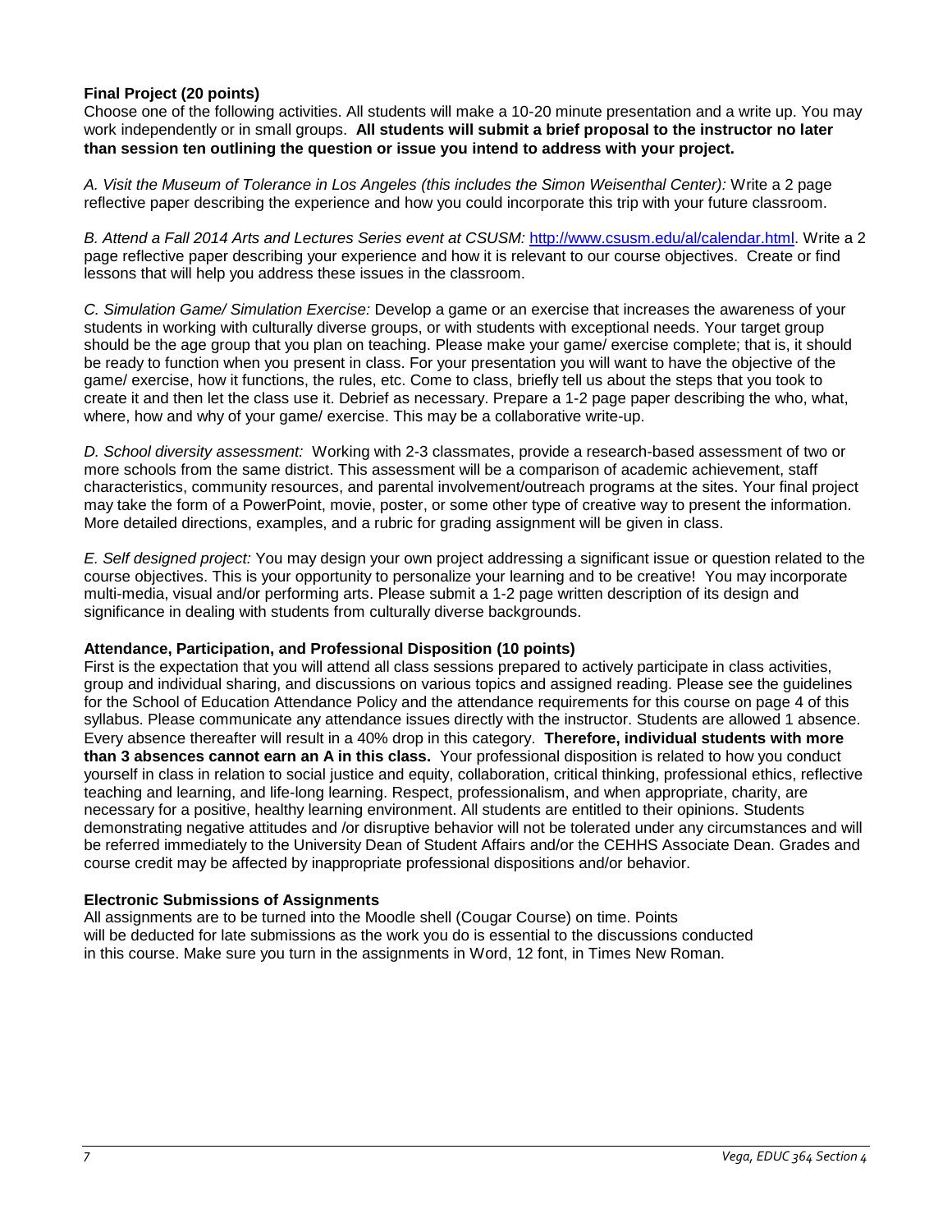**Final Project (20 points)**

Choose one of the following activities. All students will make a 10-20 minute presentation and a write up. You may work independently or in small groups. **All students will submit a brief proposal to the instructor no later than session ten outlining the question or issue you intend to address with your project.**

*A. Visit the Museum of Tolerance in Los Angeles (this includes the Simon Weisenthal Center):* Write a 2 page reflective paper describing the experience and how you could incorporate this trip with your future classroom.

*B. Attend a Fall 2014 Arts and Lectures Series event at CSUSM:* http://www.csusm.edu/al/calendar.html. Write a 2 page reflective paper describing your experience and how it is relevant to our course objectives. Create or find lessons that will help you address these issues in the classroom.

*C. Simulation Game/ Simulation Exercise:* Develop a game or an exercise that increases the awareness of your students in working with culturally diverse groups, or with students with exceptional needs. Your target group should be the age group that you plan on teaching. Please make your game/ exercise complete; that is, it should be ready to function when you present in class. For your presentation you will want to have the objective of the game/ exercise, how it functions, the rules, etc. Come to class, briefly tell us about the steps that you took to create it and then let the class use it. Debrief as necessary. Prepare a 1-2 page paper describing the who, what, where, how and why of your game/ exercise. This may be a collaborative write-up.

*D. School diversity assessment:* Working with 2-3 classmates, provide a research-based assessment of two or more schools from the same district. This assessment will be a comparison of academic achievement, staff characteristics, community resources, and parental involvement/outreach programs at the sites. Your final project may take the form of a PowerPoint, movie, poster, or some other type of creative way to present the information. More detailed directions, examples, and a rubric for grading assignment will be given in class.

*E. Self designed project:* You may design your own project addressing a significant issue or question related to the course objectives. This is your opportunity to personalize your learning and to be creative! You may incorporate multi-media, visual and/or performing arts. Please submit a 1-2 page written description of its design and significance in dealing with students from culturally diverse backgrounds.

**Attendance, Participation, and Professional Disposition (10 points)**

First is the expectation that you will attend all class sessions prepared to actively participate in class activities, group and individual sharing, and discussions on various topics and assigned reading. Please see the guidelines for the School of Education Attendance Policy and the attendance requirements for this course on page 4 of this syllabus. Please communicate any attendance issues directly with the instructor. Students are allowed 1 absence. Every absence thereafter will result in a 40% drop in this category. **Therefore, individual students with more than 3 absences cannot earn an A in this class.** Your professional disposition is related to how you conduct yourself in class in relation to social justice and equity, collaboration, critical thinking, professional ethics, reflective teaching and learning, and life-long learning. Respect, professionalism, and when appropriate, charity, are necessary for a positive, healthy learning environment. All students are entitled to their opinions. Students demonstrating negative attitudes and /or disruptive behavior will not be tolerated under any circumstances and will be referred immediately to the University Dean of Student Affairs and/or the CEHHS Associate Dean. Grades and course credit may be affected by inappropriate professional dispositions and/or behavior.

**Electronic Submissions of Assignments**

All assignments are to be turned into the Moodle shell (Cougar Course) on time. Points will be deducted for late submissions as the work you do is essential to the discussions conducted in this course. Make sure you turn in the assignments in Word, 12 font, in Times New Roman.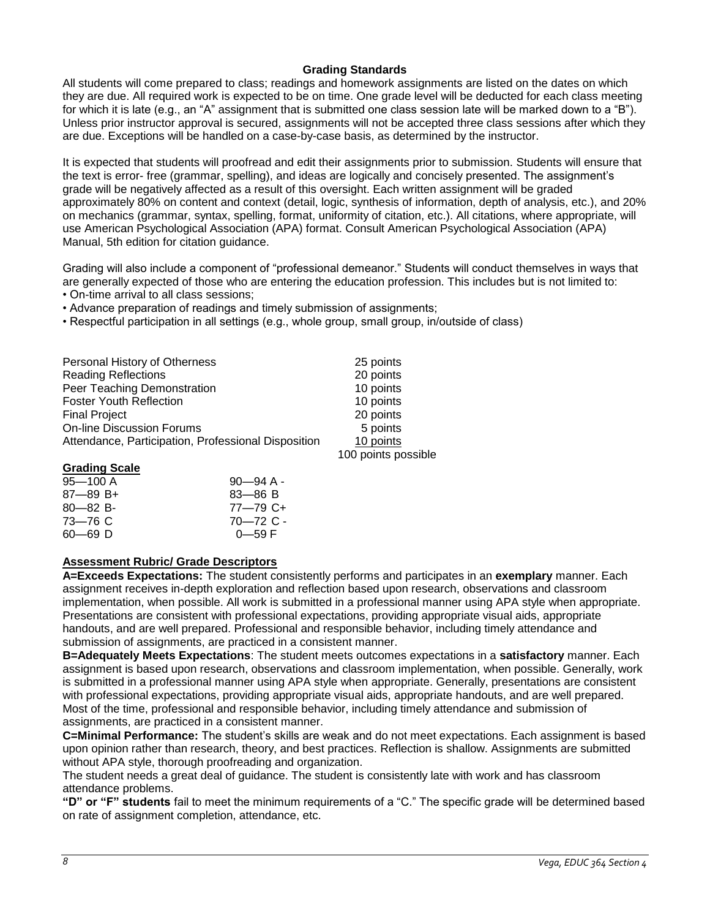### Grading Standards

All students will come prepared to class; readings and homework assignments are listed on the dates on which they are due. All required work is expected to be on time. One grade level will be deducted for each class meeting for which it is late (e.g., an "A" assignment that is submitted one class session late will be marked down to a "B"). Unless prior instructor approval is secured, assignments will not be accepted three class sessions after which they are due. Exceptions will be handled on a case-by-case basis, as determined by the instructor.

It is expected that students will proofread and edit their assignments prior to submission. Students will ensure that the text is error- free (grammar, spelling), and ideas are logically and concisely presented. The assignment's grade will be negatively affected as a result of this oversight. Each written assignment will be graded approximately 80% on content and context (detail, logic, synthesis of information, depth of analysis, etc.), and 20% on mechanics (grammar, syntax, spelling, format, uniformity of citation, etc.). All citations, where appropriate, will use American Psychological Association (APA) format. Consult American Psychological Association (APA) Manual, 5th edition for citation guidance.

Grading will also include a component of "professional demeanor." Students will conduct themselves in ways that are generally expected of those who are entering the education profession. This includes but is not limited to:

- On-time arrival to all class sessions;
- Advance preparation of readings and timely submission of assignments;
- Respectful participation in all settings (e.g., whole group, small group, in/outside of class)

| Assignment | Points |
|---|---|
| Personal History of Otherness | 25 points |
| Reading Reflections | 20 points |
| Peer Teaching Demonstration | 10 points |
| Foster Youth Reflection | 10 points |
| Final Project | 20 points |
| On-line Discussion Forums | 5 points |
| Attendance, Participation, Professional Disposition | 10 points |
| | 100 points possible |

**Grading Scale**

| | |
|---|---|
| 95—100 A | 90—94 A - |
| 87—89 B+ | 83—86 B |
| 80—82 B- | 77—79 C+ |
| 73—76 C | 70—72 C - |
| 60—69 D | 0—59 F |

**Assessment Rubric/ Grade Descriptors**

**A=Exceeds Expectations:** The student consistently performs and participates in an **exemplary** manner. Each assignment receives in-depth exploration and reflection based upon research, observations and classroom implementation, when possible. All work is submitted in a professional manner using APA style when appropriate. Presentations are consistent with professional expectations, providing appropriate visual aids, appropriate handouts, and are well prepared. Professional and responsible behavior, including timely attendance and submission of assignments, are practiced in a consistent manner.

**B=Adequately Meets Expectations**: The student meets outcomes expectations in a **satisfactory** manner. Each assignment is based upon research, observations and classroom implementation, when possible. Generally, work is submitted in a professional manner using APA style when appropriate. Generally, presentations are consistent with professional expectations, providing appropriate visual aids, appropriate handouts, and are well prepared. Most of the time, professional and responsible behavior, including timely attendance and submission of assignments, are practiced in a consistent manner.

**C=Minimal Performance:** The student's skills are weak and do not meet expectations. Each assignment is based upon opinion rather than research, theory, and best practices. Reflection is shallow. Assignments are submitted without APA style, thorough proofreading and organization.

The student needs a great deal of guidance. The student is consistently late with work and has classroom attendance problems.

**"D" or "F" students** fail to meet the minimum requirements of a "C." The specific grade will be determined based on rate of assignment completion, attendance, etc.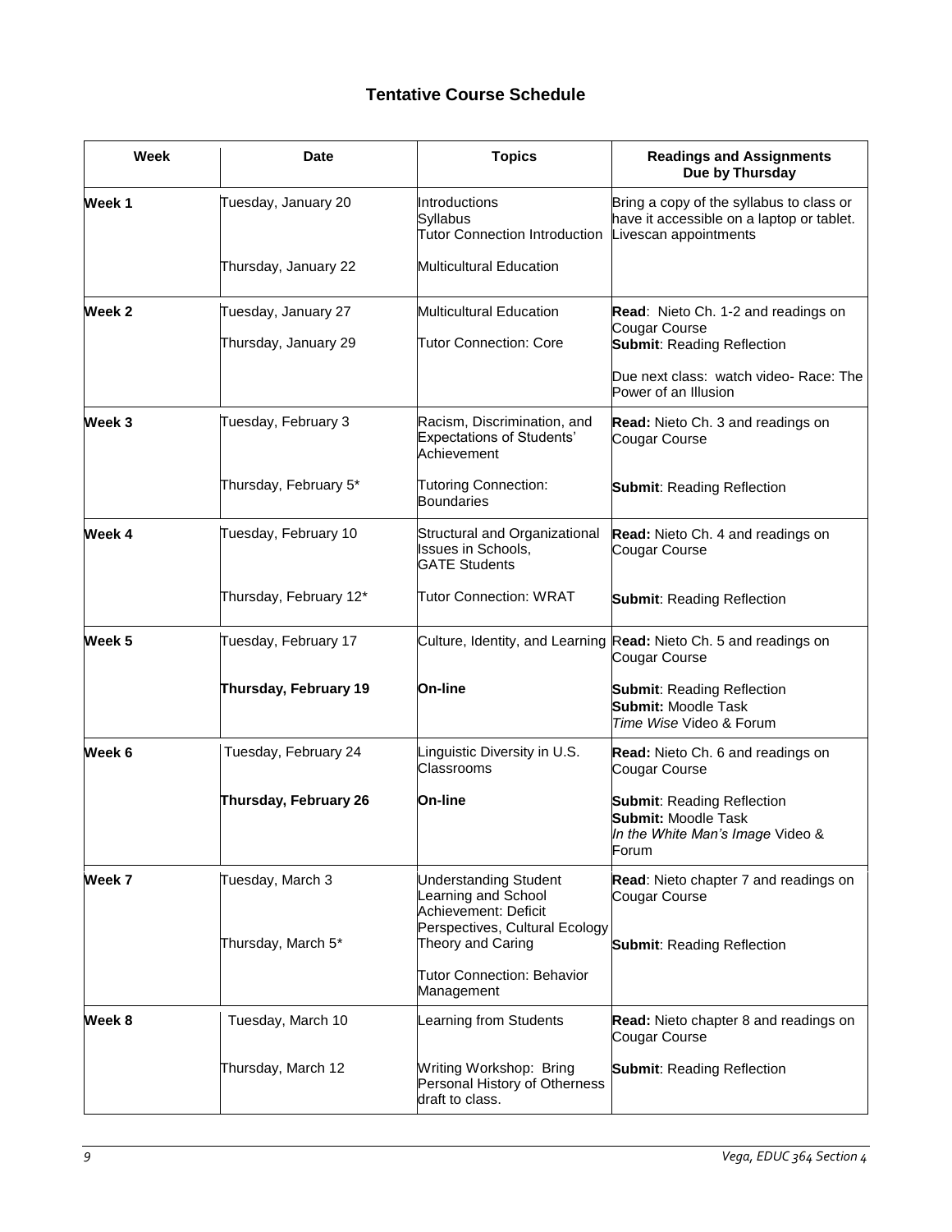## Tentative Course Schedule

| Week | Date | Topics | Readings and Assignments Due by Thursday |
|---|---|---|---|
| **Week 1** | Tuesday, January 20 | Introductions<br>Syllabus<br>Tutor Connection Introduction | Bring a copy of the syllabus to class or have it accessible on a laptop or tablet.<br>Livescan appointments |
| | Thursday, January 22 | Multicultural Education | |
| **Week 2** | Tuesday, January 27 | Multicultural Education | **Read**: Nieto Ch. 1-2 and readings on Cougar Course<br>**Submit**: Reading Reflection |
| | Thursday, January 29 | Tutor Connection: Core | Due next class: watch video- Race: The Power of an Illusion |
| **Week 3** | Tuesday, February 3 | Racism, Discrimination, and Expectations of Students' Achievement | **Read:** Nieto Ch. 3 and readings on Cougar Course |
| | Thursday, February 5* | Tutoring Connection: Boundaries | **Submit**: Reading Reflection |
| **Week 4** | Tuesday, February 10 | Structural and Organizational Issues in Schools, GATE Students | **Read:** Nieto Ch. 4 and readings on Cougar Course |
| | Thursday, February 12* | Tutor Connection: WRAT | **Submit**: Reading Reflection |
| **Week 5** | Tuesday, February 17 | Culture, Identity, and Learning | **Read:** Nieto Ch. 5 and readings on Cougar Course |
| | **Thursday, February 19** | **On-line** | **Submit**: Reading Reflection<br>**Submit:** Moodle Task<br>*Time Wise* Video & Forum |
| **Week 6** | Tuesday, February 24 | Linguistic Diversity in U.S. Classrooms | **Read:** Nieto Ch. 6 and readings on Cougar Course |
| | **Thursday, February 26** | **On-line** | **Submit**: Reading Reflection<br>**Submit:** Moodle Task<br>*In the White Man's Image* Video & Forum |
| **Week 7** | Tuesday, March 3 | Understanding Student Learning and School Achievement: Deficit Perspectives, Cultural Ecology Theory and Caring | **Read**: Nieto chapter 7 and readings on Cougar Course |
| | Thursday, March 5* | Tutor Connection: Behavior Management | **Submit**: Reading Reflection |
| **Week 8** | Tuesday, March 10 | Learning from Students | **Read:** Nieto chapter 8 and readings on Cougar Course |
| | Thursday, March 12 | Writing Workshop: Bring Personal History of Otherness draft to class. | **Submit**: Reading Reflection |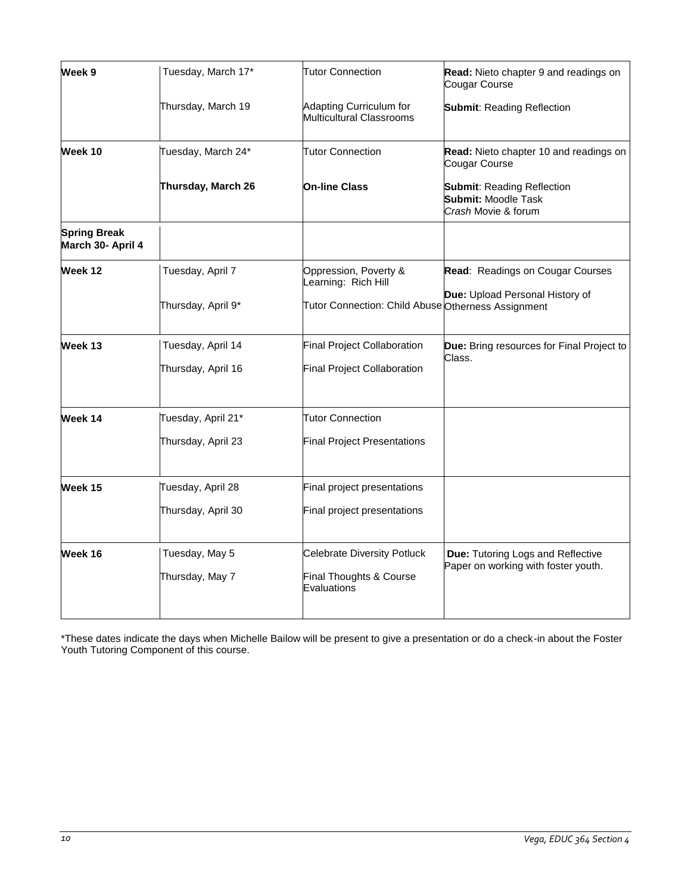| | | | |
|---|---|---|---|
| **Week 9** | Tuesday, March 17*<br><br>Thursday, March 19 | Tutor Connection<br><br>Adapting Curriculum for Multicultural Classrooms | **Read:** Nieto chapter 9 and readings on Cougar Course<br><br>**Submit**: Reading Reflection |
| **Week 10** | Tuesday, March 24*<br><br>**Thursday, March 26** | Tutor Connection<br><br>**On-line Class** | **Read:** Nieto chapter 10 and readings on Cougar Course<br><br>**Submit**: Reading Reflection<br>**Submit:** Moodle Task<br>*Crash* Movie & forum |
| **Spring Break March 30- April 4** | | | |
| **Week 12** | Tuesday, April 7<br><br>Thursday, April 9* | Oppression, Poverty & Learning: Rich Hill<br><br>Tutor Connection: Child Abuse | **Read**: Readings on Cougar Courses<br><br>**Due:** Upload Personal History of Otherness Assignment |
| **Week 13** | Tuesday, April 14<br><br>Thursday, April 16 | Final Project Collaboration<br><br>Final Project Collaboration | **Due:** Bring resources for Final Project to Class. |
| **Week 14** | Tuesday, April 21*<br><br>Thursday, April 23 | Tutor Connection<br><br>Final Project Presentations | |
| **Week 15** | Tuesday, April 28<br><br>Thursday, April 30 | Final project presentations<br><br>Final project presentations | |
| **Week 16** | Tuesday, May 5<br><br>Thursday, May 7 | Celebrate Diversity Potluck<br><br>Final Thoughts & Course Evaluations | **Due:** Tutoring Logs and Reflective Paper on working with foster youth. |

*These dates indicate the days when Michelle Bailow will be present to give a presentation or do a check-in about the Foster Youth Tutoring Component of this course.